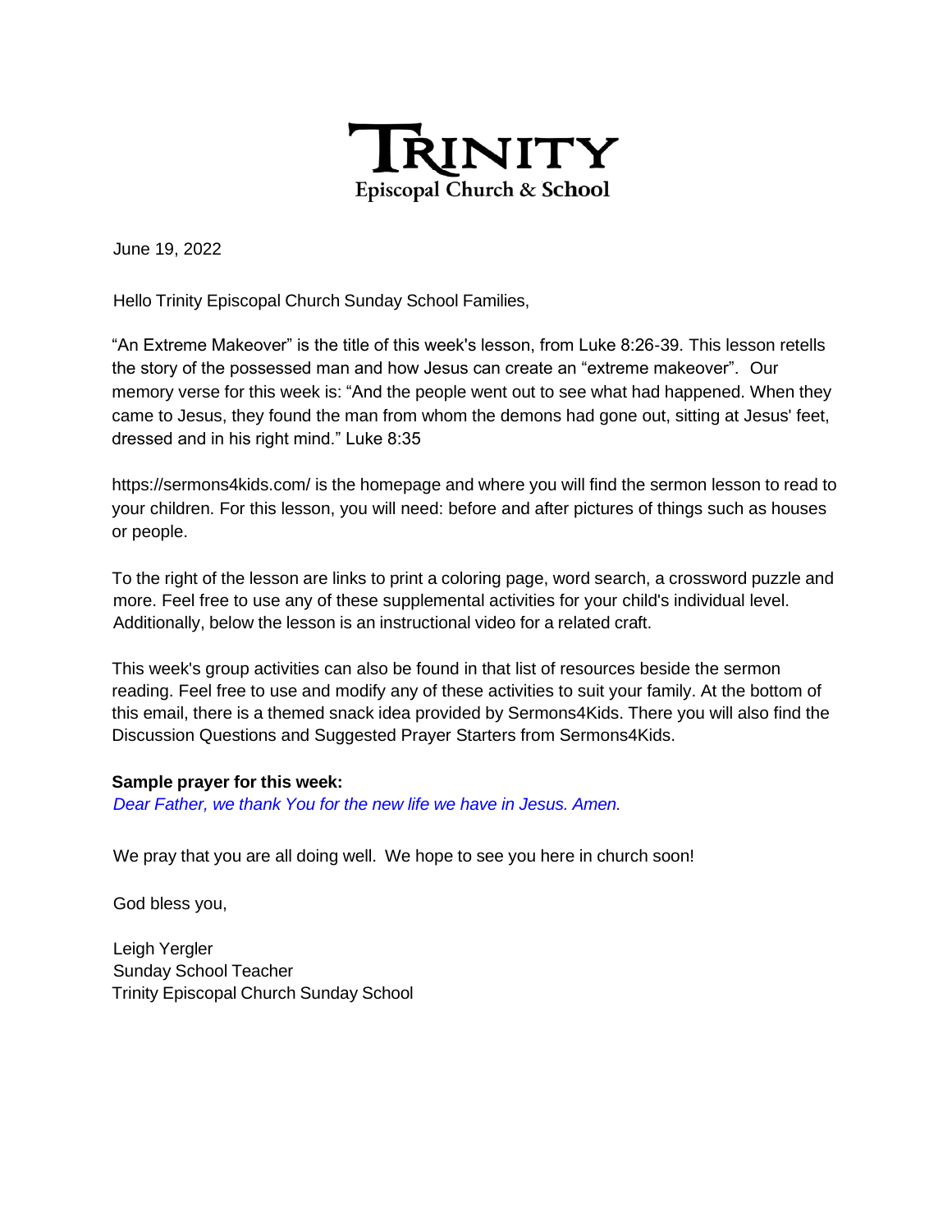# TRINITY
Episcopal Church & School

June 19, 2022

Hello Trinity Episcopal Church Sunday School Families,

"An Extreme Makeover" is the title of this week's lesson, from Luke 8:26-39. This lesson retells the story of the possessed man and how Jesus can create an "extreme makeover". Our memory verse for this week is: "And the people went out to see what had happened. When they came to Jesus, they found the man from whom the demons had gone out, sitting at Jesus' feet, dressed and in his right mind." Luke 8:35

https://sermons4kids.com/ is the homepage and where you will find the sermon lesson to read to your children. For this lesson, you will need: before and after pictures of things such as houses or people.

To the right of the lesson are links to print a coloring page, word search, a crossword puzzle and more. Feel free to use any of these supplemental activities for your child's individual level. Additionally, below the lesson is an instructional video for a related craft.

This week's group activities can also be found in that list of resources beside the sermon reading. Feel free to use and modify any of these activities to suit your family. At the bottom of this email, there is a themed snack idea provided by Sermons4Kids. There you will also find the Discussion Questions and Suggested Prayer Starters from Sermons4Kids.

**Sample prayer for this week:**
*Dear Father, we thank You for the new life we have in Jesus. Amen.*

We pray that you are all doing well. We hope to see you here in church soon!

God bless you,

Leigh Yergler
Sunday School Teacher
Trinity Episcopal Church Sunday School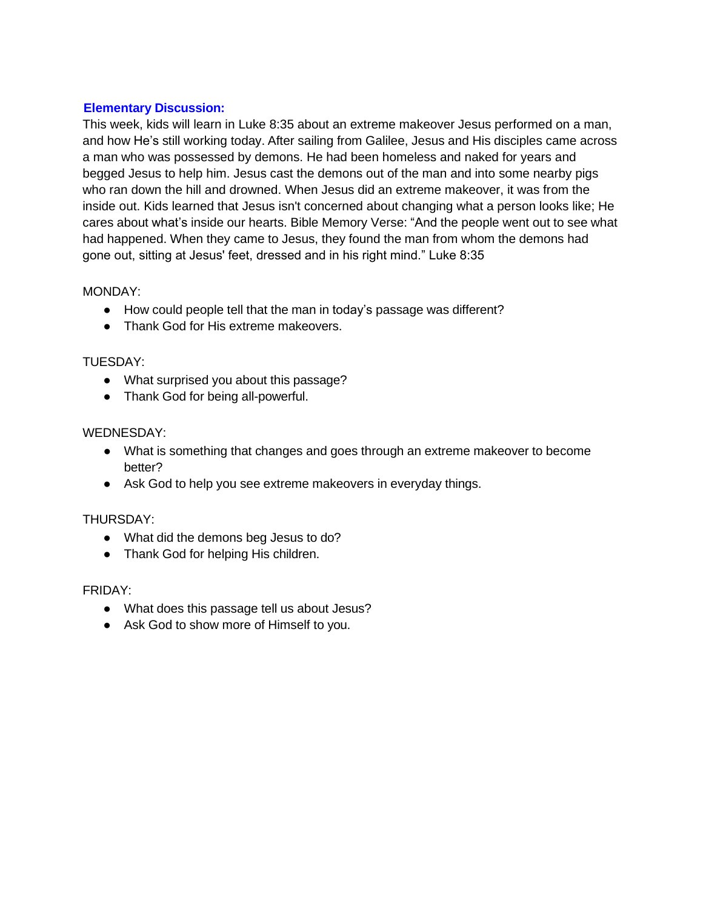## Elementary Discussion:

This week, kids will learn in Luke 8:35 about an extreme makeover Jesus performed on a man, and how He's still working today. After sailing from Galilee, Jesus and His disciples came across a man who was possessed by demons. He had been homeless and naked for years and begged Jesus to help him. Jesus cast the demons out of the man and into some nearby pigs who ran down the hill and drowned. When Jesus did an extreme makeover, it was from the inside out. Kids learned that Jesus isn't concerned about changing what a person looks like; He cares about what's inside our hearts. Bible Memory Verse: "And the people went out to see what had happened. When they came to Jesus, they found the man from whom the demons had gone out, sitting at Jesus' feet, dressed and in his right mind." Luke 8:35

MONDAY:

- How could people tell that the man in today's passage was different?
- Thank God for His extreme makeovers.

TUESDAY:

- What surprised you about this passage?
- Thank God for being all-powerful.

WEDNESDAY:

- What is something that changes and goes through an extreme makeover to become better?
- Ask God to help you see extreme makeovers in everyday things.

THURSDAY:

- What did the demons beg Jesus to do?
- Thank God for helping His children.

FRIDAY:

- What does this passage tell us about Jesus?
- Ask God to show more of Himself to you.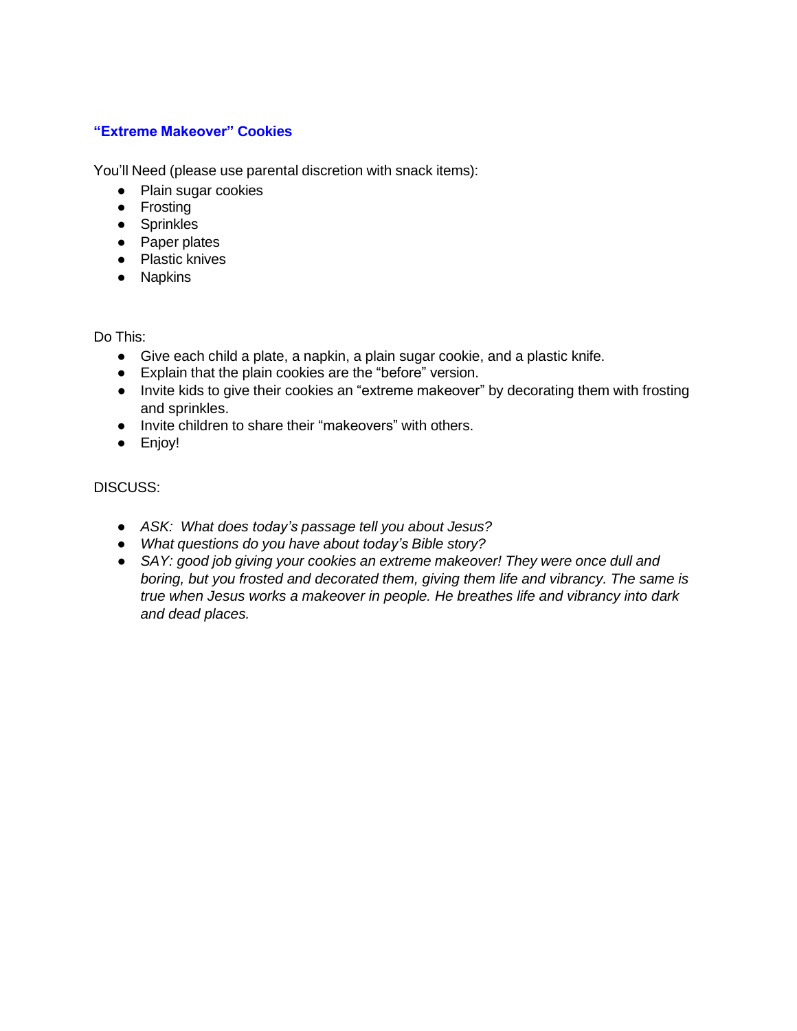### "Extreme Makeover" Cookies

You'll Need (please use parental discretion with snack items):

- Plain sugar cookies
- Frosting
- Sprinkles
- Paper plates
- Plastic knives
- Napkins

Do This:

- Give each child a plate, a napkin, a plain sugar cookie, and a plastic knife.
- Explain that the plain cookies are the "before" version.
- Invite kids to give their cookies an "extreme makeover" by decorating them with frosting and sprinkles.
- Invite children to share their "makeovers" with others.
- Enjoy!

DISCUSS:

- *ASK: What does today's passage tell you about Jesus?*
- *What questions do you have about today's Bible story?*
- *SAY: good job giving your cookies an extreme makeover! They were once dull and boring, but you frosted and decorated them, giving them life and vibrancy. The same is true when Jesus works a makeover in people. He breathes life and vibrancy into dark and dead places.*